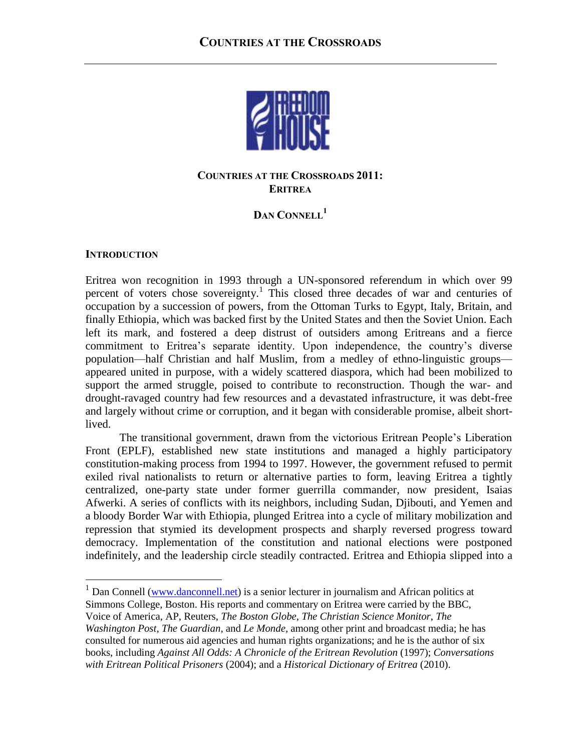# COUNTRIES AT THE CROSSROADS 2011: ERITREA

## DAN CONNELL[1]

### INTRODUCTION

Eritrea won recognition in 1993 through a UN-sponsored referendum in which over 99 percent of voters chose sovereignty.[1] This closed three decades of war and centuries of occupation by a succession of powers, from the Ottoman Turks to Egypt, Italy, Britain, and finally Ethiopia, which was backed first by the United States and then the Soviet Union. Each left its mark, and fostered a deep distrust of outsiders among Eritreans and a fierce commitment to Eritrea's separate identity. Upon independence, the country's diverse population—half Christian and half Muslim, from a medley of ethno-linguistic groups—appeared united in purpose, with a widely scattered diaspora, which had been mobilized to support the armed struggle, poised to contribute to reconstruction. Though the war- and drought-ravaged country had few resources and a devastated infrastructure, it was debt-free and largely without crime or corruption, and it began with considerable promise, albeit short-lived.

The transitional government, drawn from the victorious Eritrean People's Liberation Front (EPLF), established new state institutions and managed a highly participatory constitution-making process from 1994 to 1997. However, the government refused to permit exiled rival nationalists to return or alternative parties to form, leaving Eritrea a tightly centralized, one-party state under former guerrilla commander, now president, Isaias Afwerki. A series of conflicts with its neighbors, including Sudan, Djibouti, and Yemen and a bloody Border War with Ethiopia, plunged Eritrea into a cycle of military mobilization and repression that stymied its development prospects and sharply reversed progress toward democracy. Implementation of the constitution and national elections were postponed indefinitely, and the leadership circle steadily contracted. Eritrea and Ethiopia slipped into a

---

[1] Dan Connell (www.danconnell.net) is a senior lecturer in journalism and African politics at Simmons College, Boston. His reports and commentary on Eritrea were carried by the BBC, Voice of America, AP, Reuters, *The Boston Globe*, *The Christian Science Monitor*, *The Washington Post*, *The Guardian*, and *Le Monde*, among other print and broadcast media; he has consulted for numerous aid agencies and human rights organizations; and he is the author of six books, including *Against All Odds: A Chronicle of the Eritrean Revolution* (1997); *Conversations with Eritrean Political Prisoners* (2004); and a *Historical Dictionary of Eritrea* (2010).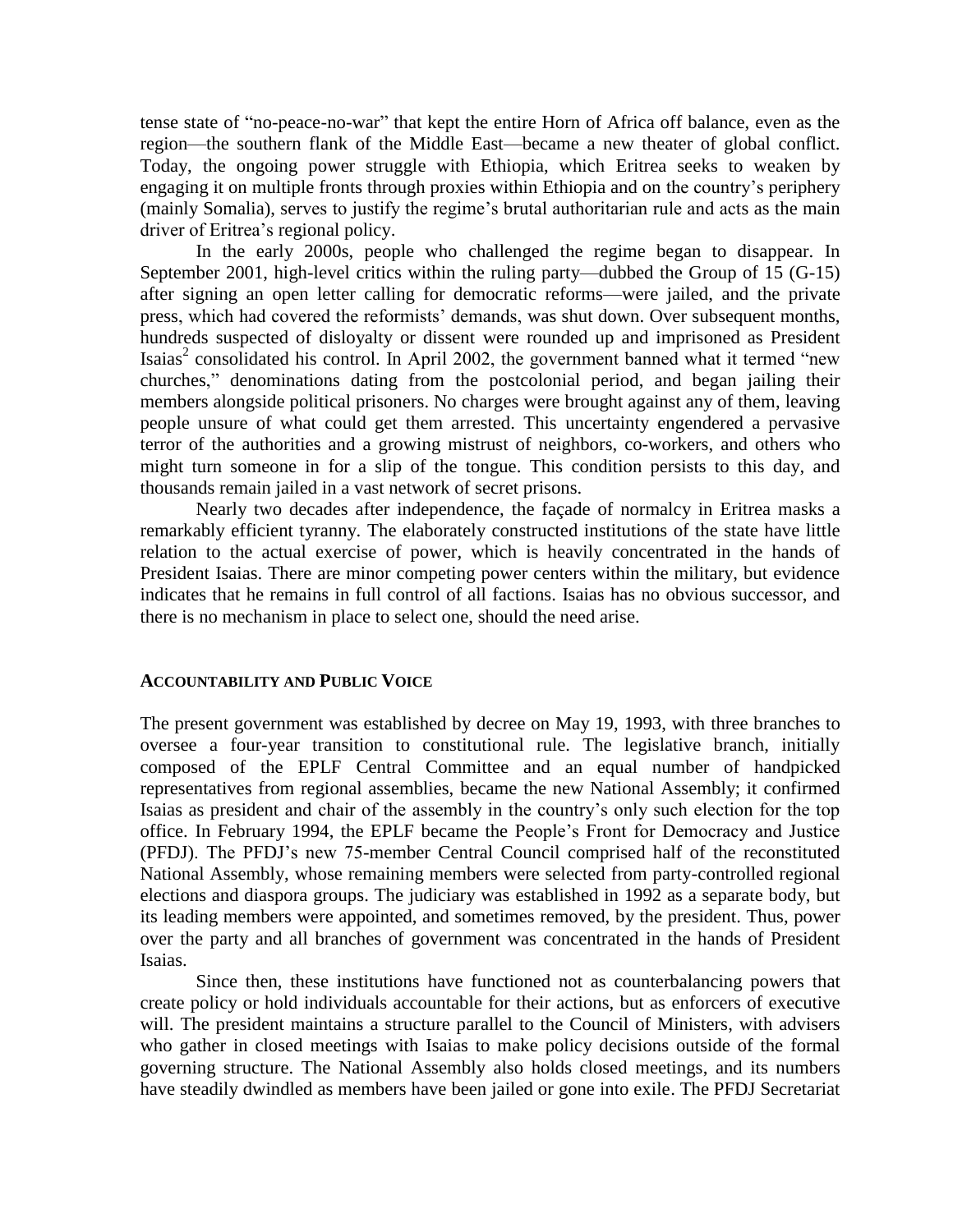tense state of "no-peace-no-war" that kept the entire Horn of Africa off balance, even as the region—the southern flank of the Middle East—became a new theater of global conflict. Today, the ongoing power struggle with Ethiopia, which Eritrea seeks to weaken by engaging it on multiple fronts through proxies within Ethiopia and on the country's periphery (mainly Somalia), serves to justify the regime's brutal authoritarian rule and acts as the main driver of Eritrea's regional policy.

In the early 2000s, people who challenged the regime began to disappear. In September 2001, high-level critics within the ruling party—dubbed the Group of 15 (G-15) after signing an open letter calling for democratic reforms—were jailed, and the private press, which had covered the reformists' demands, was shut down. Over subsequent months, hundreds suspected of disloyalty or dissent were rounded up and imprisoned as President Isaias[2] consolidated his control. In April 2002, the government banned what it termed "new churches," denominations dating from the postcolonial period, and began jailing their members alongside political prisoners. No charges were brought against any of them, leaving people unsure of what could get them arrested. This uncertainty engendered a pervasive terror of the authorities and a growing mistrust of neighbors, co-workers, and others who might turn someone in for a slip of the tongue. This condition persists to this day, and thousands remain jailed in a vast network of secret prisons.

Nearly two decades after independence, the façade of normalcy in Eritrea masks a remarkably efficient tyranny. The elaborately constructed institutions of the state have little relation to the actual exercise of power, which is heavily concentrated in the hands of President Isaias. There are minor competing power centers within the military, but evidence indicates that he remains in full control of all factions. Isaias has no obvious successor, and there is no mechanism in place to select one, should the need arise.

## ACCOUNTABILITY AND PUBLIC VOICE

The present government was established by decree on May 19, 1993, with three branches to oversee a four-year transition to constitutional rule. The legislative branch, initially composed of the EPLF Central Committee and an equal number of handpicked representatives from regional assemblies, became the new National Assembly; it confirmed Isaias as president and chair of the assembly in the country's only such election for the top office. In February 1994, the EPLF became the People's Front for Democracy and Justice (PFDJ). The PFDJ's new 75-member Central Council comprised half of the reconstituted National Assembly, whose remaining members were selected from party-controlled regional elections and diaspora groups. The judiciary was established in 1992 as a separate body, but its leading members were appointed, and sometimes removed, by the president. Thus, power over the party and all branches of government was concentrated in the hands of President Isaias.

Since then, these institutions have functioned not as counterbalancing powers that create policy or hold individuals accountable for their actions, but as enforcers of executive will. The president maintains a structure parallel to the Council of Ministers, with advisers who gather in closed meetings with Isaias to make policy decisions outside of the formal governing structure. The National Assembly also holds closed meetings, and its numbers have steadily dwindled as members have been jailed or gone into exile. The PFDJ Secretariat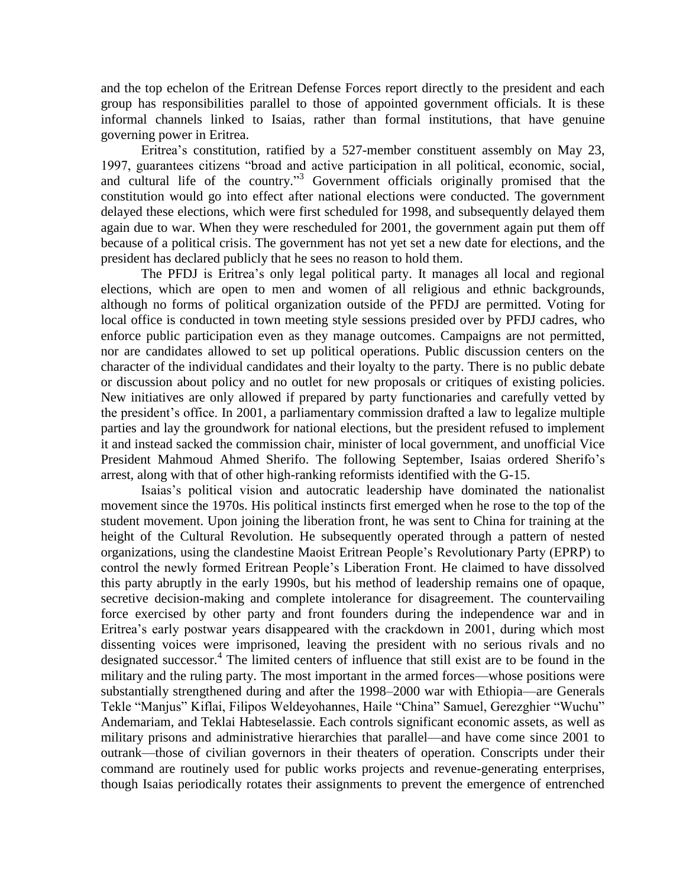and the top echelon of the Eritrean Defense Forces report directly to the president and each group has responsibilities parallel to those of appointed government officials. It is these informal channels linked to Isaias, rather than formal institutions, that have genuine governing power in Eritrea.

Eritrea's constitution, ratified by a 527-member constituent assembly on May 23, 1997, guarantees citizens "broad and active participation in all political, economic, social, and cultural life of the country."[3] Government officials originally promised that the constitution would go into effect after national elections were conducted. The government delayed these elections, which were first scheduled for 1998, and subsequently delayed them again due to war. When they were rescheduled for 2001, the government again put them off because of a political crisis. The government has not yet set a new date for elections, and the president has declared publicly that he sees no reason to hold them.

The PFDJ is Eritrea's only legal political party. It manages all local and regional elections, which are open to men and women of all religious and ethnic backgrounds, although no forms of political organization outside of the PFDJ are permitted. Voting for local office is conducted in town meeting style sessions presided over by PFDJ cadres, who enforce public participation even as they manage outcomes. Campaigns are not permitted, nor are candidates allowed to set up political operations. Public discussion centers on the character of the individual candidates and their loyalty to the party. There is no public debate or discussion about policy and no outlet for new proposals or critiques of existing policies. New initiatives are only allowed if prepared by party functionaries and carefully vetted by the president's office. In 2001, a parliamentary commission drafted a law to legalize multiple parties and lay the groundwork for national elections, but the president refused to implement it and instead sacked the commission chair, minister of local government, and unofficial Vice President Mahmoud Ahmed Sherifo. The following September, Isaias ordered Sherifo's arrest, along with that of other high-ranking reformists identified with the G-15.

Isaias's political vision and autocratic leadership have dominated the nationalist movement since the 1970s. His political instincts first emerged when he rose to the top of the student movement. Upon joining the liberation front, he was sent to China for training at the height of the Cultural Revolution. He subsequently operated through a pattern of nested organizations, using the clandestine Maoist Eritrean People's Revolutionary Party (EPRP) to control the newly formed Eritrean People's Liberation Front. He claimed to have dissolved this party abruptly in the early 1990s, but his method of leadership remains one of opaque, secretive decision-making and complete intolerance for disagreement. The countervailing force exercised by other party and front founders during the independence war and in Eritrea's early postwar years disappeared with the crackdown in 2001, during which most dissenting voices were imprisoned, leaving the president with no serious rivals and no designated successor.[4] The limited centers of influence that still exist are to be found in the military and the ruling party. The most important in the armed forces—whose positions were substantially strengthened during and after the 1998–2000 war with Ethiopia—are Generals Tekle "Manjus" Kiflai, Filipos Weldeyohannes, Haile "China" Samuel, Gerezghier "Wuchu" Andemariam, and Teklai Habteselassie. Each controls significant economic assets, as well as military prisons and administrative hierarchies that parallel—and have come since 2001 to outrank—those of civilian governors in their theaters of operation. Conscripts under their command are routinely used for public works projects and revenue-generating enterprises, though Isaias periodically rotates their assignments to prevent the emergence of entrenched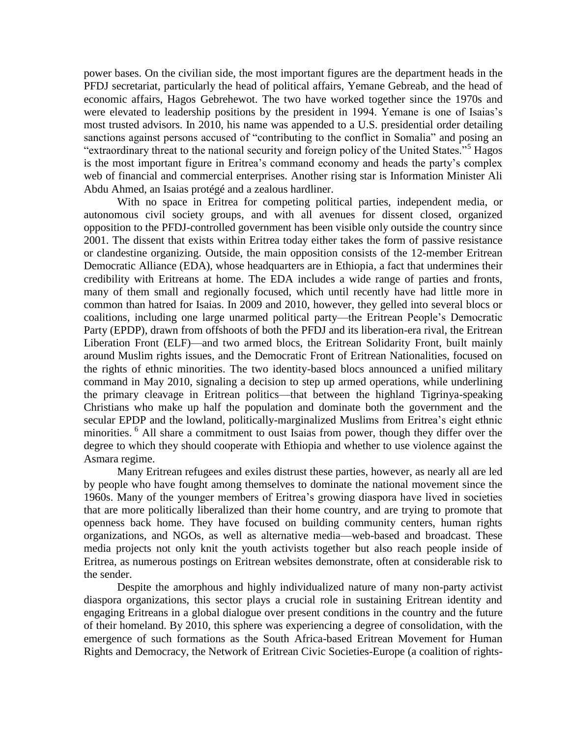power bases. On the civilian side, the most important figures are the department heads in the PFDJ secretariat, particularly the head of political affairs, Yemane Gebreab, and the head of economic affairs, Hagos Gebrehewot. The two have worked together since the 1970s and were elevated to leadership positions by the president in 1994. Yemane is one of Isaias's most trusted advisors. In 2010, his name was appended to a U.S. presidential order detailing sanctions against persons accused of "contributing to the conflict in Somalia" and posing an "extraordinary threat to the national security and foreign policy of the United States."[5] Hagos is the most important figure in Eritrea's command economy and heads the party's complex web of financial and commercial enterprises. Another rising star is Information Minister Ali Abdu Ahmed, an Isaias protégé and a zealous hardliner.

With no space in Eritrea for competing political parties, independent media, or autonomous civil society groups, and with all avenues for dissent closed, organized opposition to the PFDJ-controlled government has been visible only outside the country since 2001. The dissent that exists within Eritrea today either takes the form of passive resistance or clandestine organizing. Outside, the main opposition consists of the 12-member Eritrean Democratic Alliance (EDA), whose headquarters are in Ethiopia, a fact that undermines their credibility with Eritreans at home. The EDA includes a wide range of parties and fronts, many of them small and regionally focused, which until recently have had little more in common than hatred for Isaias. In 2009 and 2010, however, they gelled into several blocs or coalitions, including one large unarmed political party—the Eritrean People's Democratic Party (EPDP), drawn from offshoots of both the PFDJ and its liberation-era rival, the Eritrean Liberation Front (ELF)—and two armed blocs, the Eritrean Solidarity Front, built mainly around Muslim rights issues, and the Democratic Front of Eritrean Nationalities, focused on the rights of ethnic minorities. The two identity-based blocs announced a unified military command in May 2010, signaling a decision to step up armed operations, while underlining the primary cleavage in Eritrean politics—that between the highland Tigrinya-speaking Christians who make up half the population and dominate both the government and the secular EPDP and the lowland, politically-marginalized Muslims from Eritrea's eight ethnic minorities. [6] All share a commitment to oust Isaias from power, though they differ over the degree to which they should cooperate with Ethiopia and whether to use violence against the Asmara regime.

Many Eritrean refugees and exiles distrust these parties, however, as nearly all are led by people who have fought among themselves to dominate the national movement since the 1960s. Many of the younger members of Eritrea's growing diaspora have lived in societies that are more politically liberalized than their home country, and are trying to promote that openness back home. They have focused on building community centers, human rights organizations, and NGOs, as well as alternative media—web-based and broadcast. These media projects not only knit the youth activists together but also reach people inside of Eritrea, as numerous postings on Eritrean websites demonstrate, often at considerable risk to the sender.

Despite the amorphous and highly individualized nature of many non-party activist diaspora organizations, this sector plays a crucial role in sustaining Eritrean identity and engaging Eritreans in a global dialogue over present conditions in the country and the future of their homeland. By 2010, this sphere was experiencing a degree of consolidation, with the emergence of such formations as the South Africa-based Eritrean Movement for Human Rights and Democracy, the Network of Eritrean Civic Societies-Europe (a coalition of rights-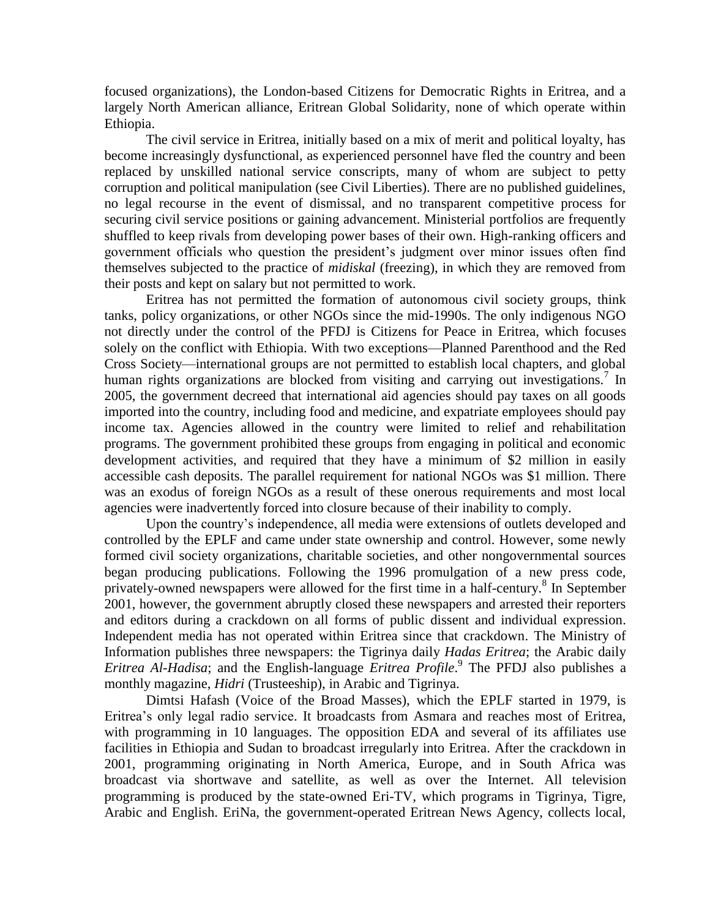focused organizations), the London-based Citizens for Democratic Rights in Eritrea, and a largely North American alliance, Eritrean Global Solidarity, none of which operate within Ethiopia.

The civil service in Eritrea, initially based on a mix of merit and political loyalty, has become increasingly dysfunctional, as experienced personnel have fled the country and been replaced by unskilled national service conscripts, many of whom are subject to petty corruption and political manipulation (see Civil Liberties). There are no published guidelines, no legal recourse in the event of dismissal, and no transparent competitive process for securing civil service positions or gaining advancement. Ministerial portfolios are frequently shuffled to keep rivals from developing power bases of their own. High-ranking officers and government officials who question the president's judgment over minor issues often find themselves subjected to the practice of *midiskal* (freezing), in which they are removed from their posts and kept on salary but not permitted to work.

Eritrea has not permitted the formation of autonomous civil society groups, think tanks, policy organizations, or other NGOs since the mid-1990s. The only indigenous NGO not directly under the control of the PFDJ is Citizens for Peace in Eritrea, which focuses solely on the conflict with Ethiopia. With two exceptions—Planned Parenthood and the Red Cross Society—international groups are not permitted to establish local chapters, and global human rights organizations are blocked from visiting and carrying out investigations.[7] In 2005, the government decreed that international aid agencies should pay taxes on all goods imported into the country, including food and medicine, and expatriate employees should pay income tax. Agencies allowed in the country were limited to relief and rehabilitation programs. The government prohibited these groups from engaging in political and economic development activities, and required that they have a minimum of $2 million in easily accessible cash deposits. The parallel requirement for national NGOs was $1 million. There was an exodus of foreign NGOs as a result of these onerous requirements and most local agencies were inadvertently forced into closure because of their inability to comply.

Upon the country's independence, all media were extensions of outlets developed and controlled by the EPLF and came under state ownership and control. However, some newly formed civil society organizations, charitable societies, and other nongovernmental sources began producing publications. Following the 1996 promulgation of a new press code, privately-owned newspapers were allowed for the first time in a half-century.[8] In September 2001, however, the government abruptly closed these newspapers and arrested their reporters and editors during a crackdown on all forms of public dissent and individual expression. Independent media has not operated within Eritrea since that crackdown. The Ministry of Information publishes three newspapers: the Tigrinya daily *Hadas Eritrea*; the Arabic daily *Eritrea Al-Hadisa*; and the English-language *Eritrea Profile*.[9] The PFDJ also publishes a monthly magazine, *Hidri* (Trusteeship), in Arabic and Tigrinya.

Dimtsi Hafash (Voice of the Broad Masses), which the EPLF started in 1979, is Eritrea's only legal radio service. It broadcasts from Asmara and reaches most of Eritrea, with programming in 10 languages. The opposition EDA and several of its affiliates use facilities in Ethiopia and Sudan to broadcast irregularly into Eritrea. After the crackdown in 2001, programming originating in North America, Europe, and in South Africa was broadcast via shortwave and satellite, as well as over the Internet. All television programming is produced by the state-owned Eri-TV, which programs in Tigrinya, Tigre, Arabic and English. EriNa, the government-operated Eritrean News Agency, collects local,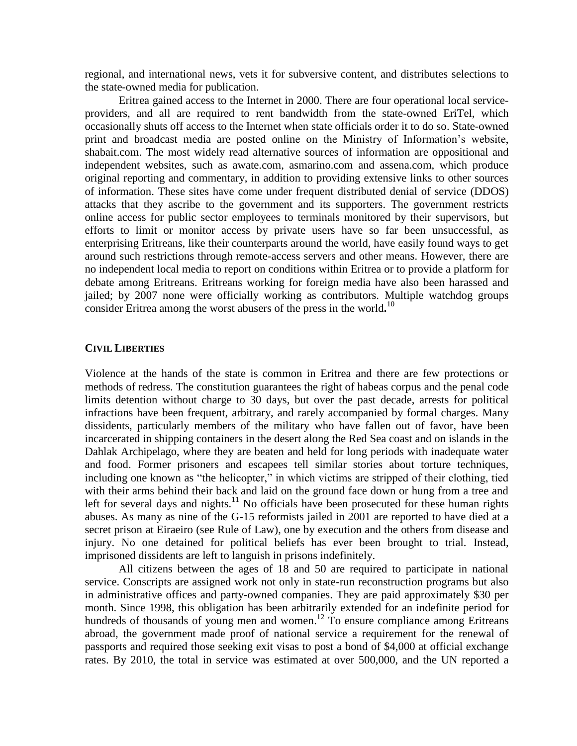regional, and international news, vets it for subversive content, and distributes selections to the state-owned media for publication.

Eritrea gained access to the Internet in 2000. There are four operational local service-providers, and all are required to rent bandwidth from the state-owned EriTel, which occasionally shuts off access to the Internet when state officials order it to do so. State-owned print and broadcast media are posted online on the Ministry of Information's website, shabait.com. The most widely read alternative sources of information are oppositional and independent websites, such as awate.com, asmarino.com and assena.com, which produce original reporting and commentary, in addition to providing extensive links to other sources of information. These sites have come under frequent distributed denial of service (DDOS) attacks that they ascribe to the government and its supporters. The government restricts online access for public sector employees to terminals monitored by their supervisors, but efforts to limit or monitor access by private users have so far been unsuccessful, as enterprising Eritreans, like their counterparts around the world, have easily found ways to get around such restrictions through remote-access servers and other means. However, there are no independent local media to report on conditions within Eritrea or to provide a platform for debate among Eritreans. Eritreans working for foreign media have also been harassed and jailed; by 2007 none were officially working as contributors. Multiple watchdog groups consider Eritrea among the worst abusers of the press in the world**.**[10]

## CIVIL LIBERTIES

Violence at the hands of the state is common in Eritrea and there are few protections or methods of redress. The constitution guarantees the right of habeas corpus and the penal code limits detention without charge to 30 days, but over the past decade, arrests for political infractions have been frequent, arbitrary, and rarely accompanied by formal charges. Many dissidents, particularly members of the military who have fallen out of favor, have been incarcerated in shipping containers in the desert along the Red Sea coast and on islands in the Dahlak Archipelago, where they are beaten and held for long periods with inadequate water and food. Former prisoners and escapees tell similar stories about torture techniques, including one known as "the helicopter," in which victims are stripped of their clothing, tied with their arms behind their back and laid on the ground face down or hung from a tree and left for several days and nights.[11] No officials have been prosecuted for these human rights abuses. As many as nine of the G-15 reformists jailed in 2001 are reported to have died at a secret prison at Eiraeiro (see Rule of Law), one by execution and the others from disease and injury. No one detained for political beliefs has ever been brought to trial. Instead, imprisoned dissidents are left to languish in prisons indefinitely.

All citizens between the ages of 18 and 50 are required to participate in national service. Conscripts are assigned work not only in state-run reconstruction programs but also in administrative offices and party-owned companies. They are paid approximately $30 per month. Since 1998, this obligation has been arbitrarily extended for an indefinite period for hundreds of thousands of young men and women.[12] To ensure compliance among Eritreans abroad, the government made proof of national service a requirement for the renewal of passports and required those seeking exit visas to post a bond of $4,000 at official exchange rates. By 2010, the total in service was estimated at over 500,000, and the UN reported a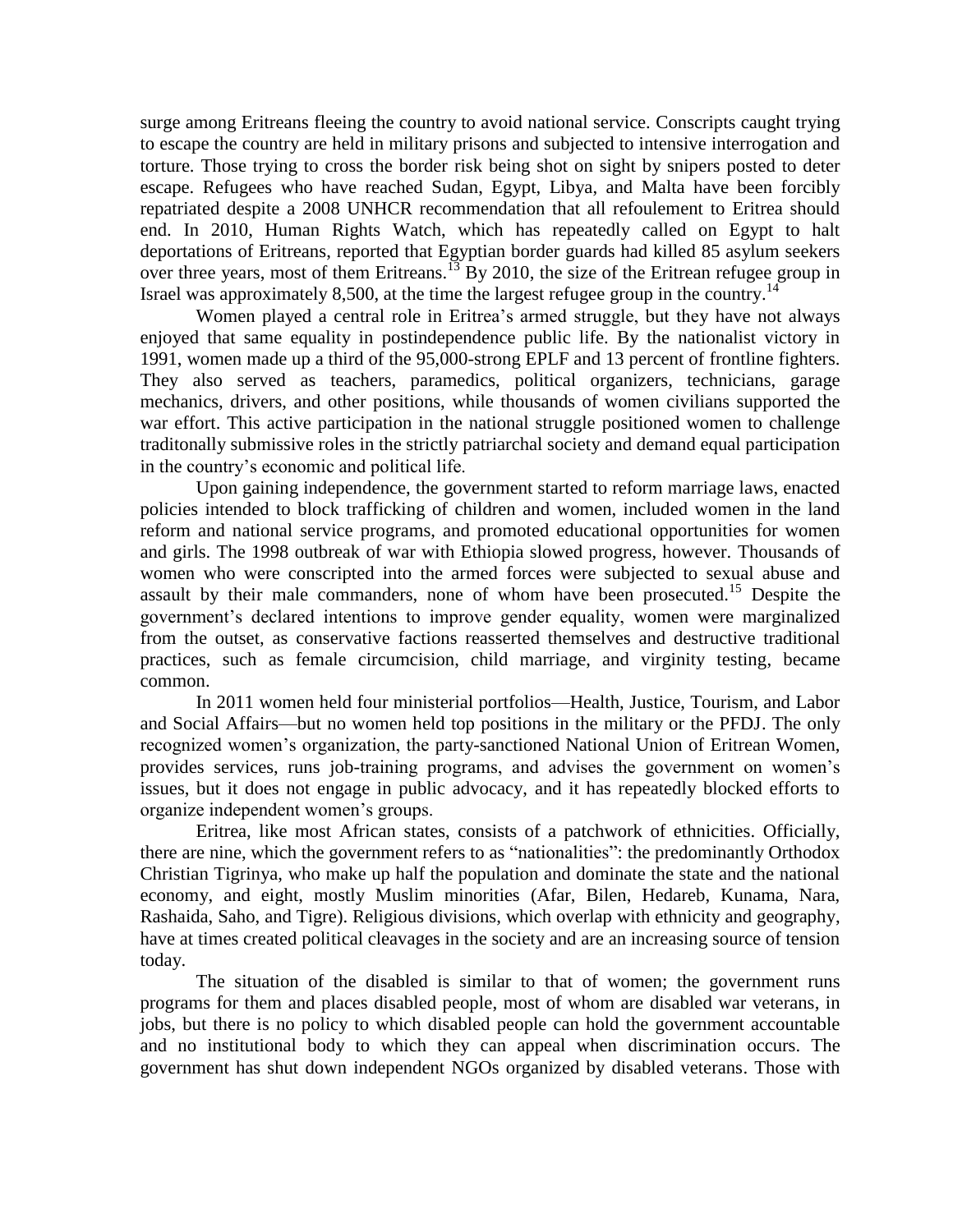surge among Eritreans fleeing the country to avoid national service. Conscripts caught trying to escape the country are held in military prisons and subjected to intensive interrogation and torture. Those trying to cross the border risk being shot on sight by snipers posted to deter escape. Refugees who have reached Sudan, Egypt, Libya, and Malta have been forcibly repatriated despite a 2008 UNHCR recommendation that all refoulement to Eritrea should end. In 2010, Human Rights Watch, which has repeatedly called on Egypt to halt deportations of Eritreans, reported that Egyptian border guards had killed 85 asylum seekers over three years, most of them Eritreans.[13] By 2010, the size of the Eritrean refugee group in Israel was approximately 8,500, at the time the largest refugee group in the country.[14]

Women played a central role in Eritrea's armed struggle, but they have not always enjoyed that same equality in postindependence public life. By the nationalist victory in 1991, women made up a third of the 95,000-strong EPLF and 13 percent of frontline fighters. They also served as teachers, paramedics, political organizers, technicians, garage mechanics, drivers, and other positions, while thousands of women civilians supported the war effort. This active participation in the national struggle positioned women to challenge traditonally submissive roles in the strictly patriarchal society and demand equal participation in the country's economic and political life.

Upon gaining independence, the government started to reform marriage laws, enacted policies intended to block trafficking of children and women, included women in the land reform and national service programs, and promoted educational opportunities for women and girls. The 1998 outbreak of war with Ethiopia slowed progress, however. Thousands of women who were conscripted into the armed forces were subjected to sexual abuse and assault by their male commanders, none of whom have been prosecuted.[15] Despite the government's declared intentions to improve gender equality, women were marginalized from the outset, as conservative factions reasserted themselves and destructive traditional practices, such as female circumcision, child marriage, and virginity testing, became common.

In 2011 women held four ministerial portfolios—Health, Justice, Tourism, and Labor and Social Affairs—but no women held top positions in the military or the PFDJ. The only recognized women's organization, the party-sanctioned National Union of Eritrean Women, provides services, runs job-training programs, and advises the government on women's issues, but it does not engage in public advocacy, and it has repeatedly blocked efforts to organize independent women's groups.

Eritrea, like most African states, consists of a patchwork of ethnicities. Officially, there are nine, which the government refers to as "nationalities": the predominantly Orthodox Christian Tigrinya, who make up half the population and dominate the state and the national economy, and eight, mostly Muslim minorities (Afar, Bilen, Hedareb, Kunama, Nara, Rashaida, Saho, and Tigre). Religious divisions, which overlap with ethnicity and geography, have at times created political cleavages in the society and are an increasing source of tension today.

The situation of the disabled is similar to that of women; the government runs programs for them and places disabled people, most of whom are disabled war veterans, in jobs, but there is no policy to which disabled people can hold the government accountable and no institutional body to which they can appeal when discrimination occurs. The government has shut down independent NGOs organized by disabled veterans. Those with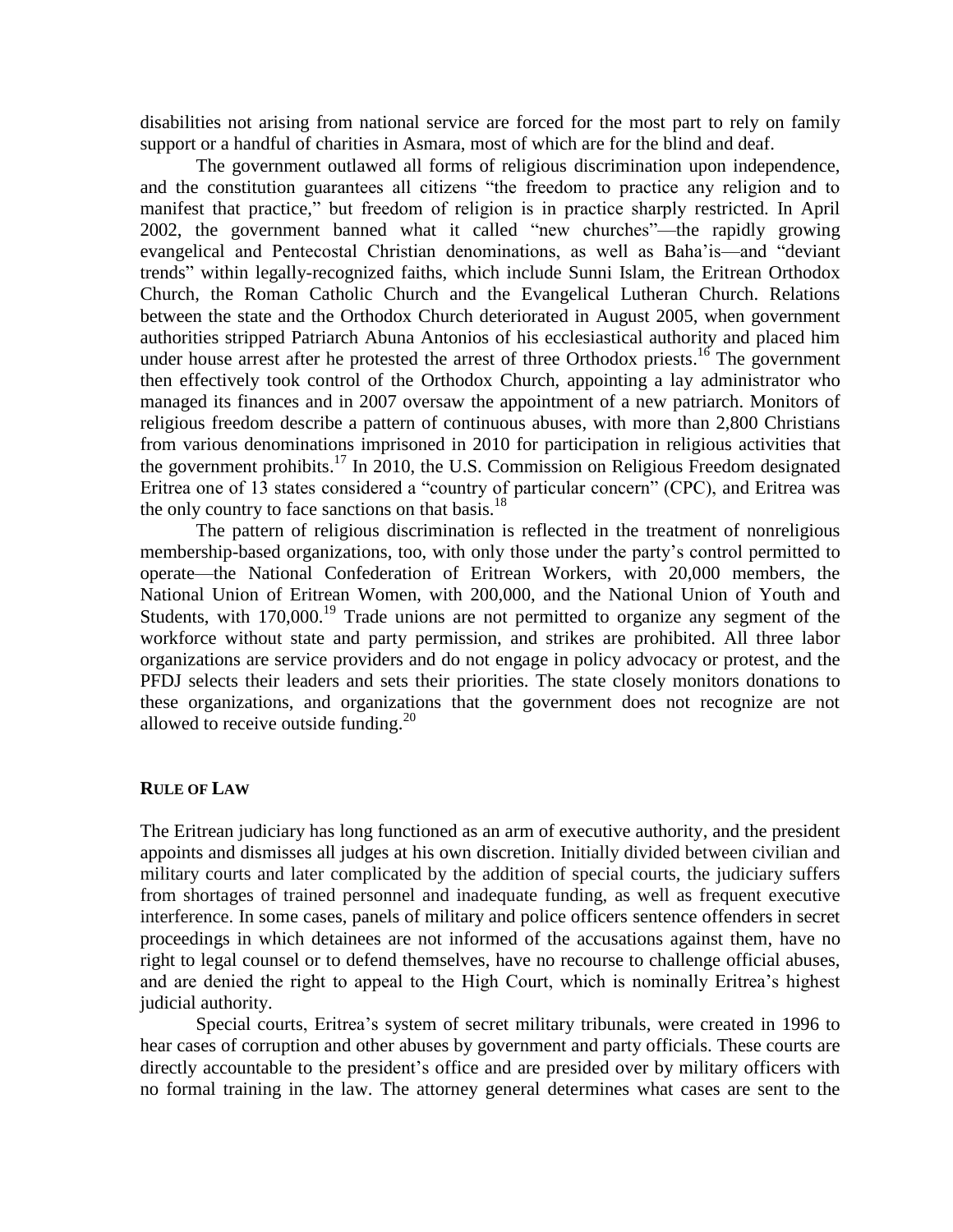disabilities not arising from national service are forced for the most part to rely on family support or a handful of charities in Asmara, most of which are for the blind and deaf.

The government outlawed all forms of religious discrimination upon independence, and the constitution guarantees all citizens "the freedom to practice any religion and to manifest that practice," but freedom of religion is in practice sharply restricted. In April 2002, the government banned what it called "new churches"—the rapidly growing evangelical and Pentecostal Christian denominations, as well as Baha'is—and "deviant trends" within legally-recognized faiths, which include Sunni Islam, the Eritrean Orthodox Church, the Roman Catholic Church and the Evangelical Lutheran Church. Relations between the state and the Orthodox Church deteriorated in August 2005, when government authorities stripped Patriarch Abuna Antonios of his ecclesiastical authority and placed him under house arrest after he protested the arrest of three Orthodox priests.[16] The government then effectively took control of the Orthodox Church, appointing a lay administrator who managed its finances and in 2007 oversaw the appointment of a new patriarch. Monitors of religious freedom describe a pattern of continuous abuses, with more than 2,800 Christians from various denominations imprisoned in 2010 for participation in religious activities that the government prohibits.[17] In 2010, the U.S. Commission on Religious Freedom designated Eritrea one of 13 states considered a "country of particular concern" (CPC), and Eritrea was the only country to face sanctions on that basis.[18]

The pattern of religious discrimination is reflected in the treatment of nonreligious membership-based organizations, too, with only those under the party's control permitted to operate—the National Confederation of Eritrean Workers, with 20,000 members, the National Union of Eritrean Women, with 200,000, and the National Union of Youth and Students, with 170,000.[19] Trade unions are not permitted to organize any segment of the workforce without state and party permission, and strikes are prohibited. All three labor organizations are service providers and do not engage in policy advocacy or protest, and the PFDJ selects their leaders and sets their priorities. The state closely monitors donations to these organizations, and organizations that the government does not recognize are not allowed to receive outside funding.[20]

## RULE OF LAW

The Eritrean judiciary has long functioned as an arm of executive authority, and the president appoints and dismisses all judges at his own discretion. Initially divided between civilian and military courts and later complicated by the addition of special courts, the judiciary suffers from shortages of trained personnel and inadequate funding, as well as frequent executive interference. In some cases, panels of military and police officers sentence offenders in secret proceedings in which detainees are not informed of the accusations against them, have no right to legal counsel or to defend themselves, have no recourse to challenge official abuses, and are denied the right to appeal to the High Court, which is nominally Eritrea's highest judicial authority.

Special courts, Eritrea's system of secret military tribunals, were created in 1996 to hear cases of corruption and other abuses by government and party officials. These courts are directly accountable to the president's office and are presided over by military officers with no formal training in the law. The attorney general determines what cases are sent to the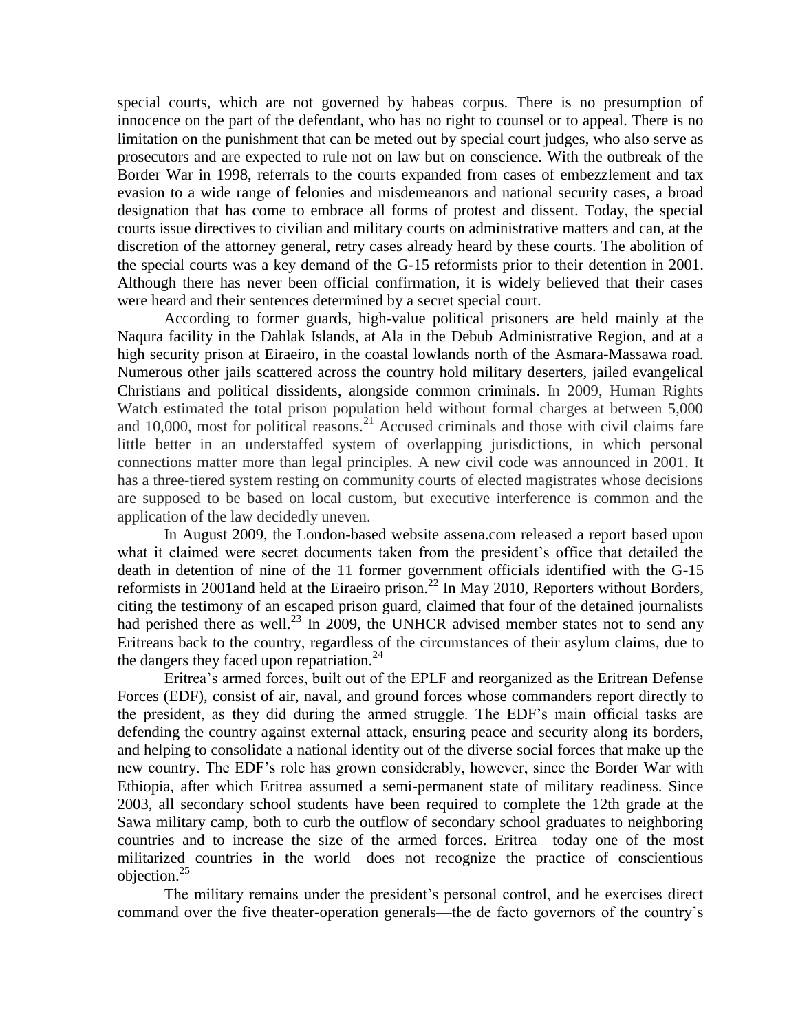special courts, which are not governed by habeas corpus. There is no presumption of innocence on the part of the defendant, who has no right to counsel or to appeal. There is no limitation on the punishment that can be meted out by special court judges, who also serve as prosecutors and are expected to rule not on law but on conscience. With the outbreak of the Border War in 1998, referrals to the courts expanded from cases of embezzlement and tax evasion to a wide range of felonies and misdemeanors and national security cases, a broad designation that has come to embrace all forms of protest and dissent. Today, the special courts issue directives to civilian and military courts on administrative matters and can, at the discretion of the attorney general, retry cases already heard by these courts. The abolition of the special courts was a key demand of the G-15 reformists prior to their detention in 2001. Although there has never been official confirmation, it is widely believed that their cases were heard and their sentences determined by a secret special court.

According to former guards, high-value political prisoners are held mainly at the Naqura facility in the Dahlak Islands, at Ala in the Debub Administrative Region, and at a high security prison at Eiraeiro, in the coastal lowlands north of the Asmara-Massawa road. Numerous other jails scattered across the country hold military deserters, jailed evangelical Christians and political dissidents, alongside common criminals. In 2009, Human Rights Watch estimated the total prison population held without formal charges at between 5,000 and 10,000, most for political reasons.[21] Accused criminals and those with civil claims fare little better in an understaffed system of overlapping jurisdictions, in which personal connections matter more than legal principles. A new civil code was announced in 2001. It has a three-tiered system resting on community courts of elected magistrates whose decisions are supposed to be based on local custom, but executive interference is common and the application of the law decidedly uneven.

In August 2009, the London-based website assena.com released a report based upon what it claimed were secret documents taken from the president's office that detailed the death in detention of nine of the 11 former government officials identified with the G-15 reformists in 2001and held at the Eiraeiro prison.[22] In May 2010, Reporters without Borders, citing the testimony of an escaped prison guard, claimed that four of the detained journalists had perished there as well.[23] In 2009, the UNHCR advised member states not to send any Eritreans back to the country, regardless of the circumstances of their asylum claims, due to the dangers they faced upon repatriation.[24]

Eritrea's armed forces, built out of the EPLF and reorganized as the Eritrean Defense Forces (EDF), consist of air, naval, and ground forces whose commanders report directly to the president, as they did during the armed struggle. The EDF's main official tasks are defending the country against external attack, ensuring peace and security along its borders, and helping to consolidate a national identity out of the diverse social forces that make up the new country. The EDF's role has grown considerably, however, since the Border War with Ethiopia, after which Eritrea assumed a semi-permanent state of military readiness. Since 2003, all secondary school students have been required to complete the 12th grade at the Sawa military camp, both to curb the outflow of secondary school graduates to neighboring countries and to increase the size of the armed forces. Eritrea—today one of the most militarized countries in the world—does not recognize the practice of conscientious objection.[25]

The military remains under the president's personal control, and he exercises direct command over the five theater-operation generals—the de facto governors of the country's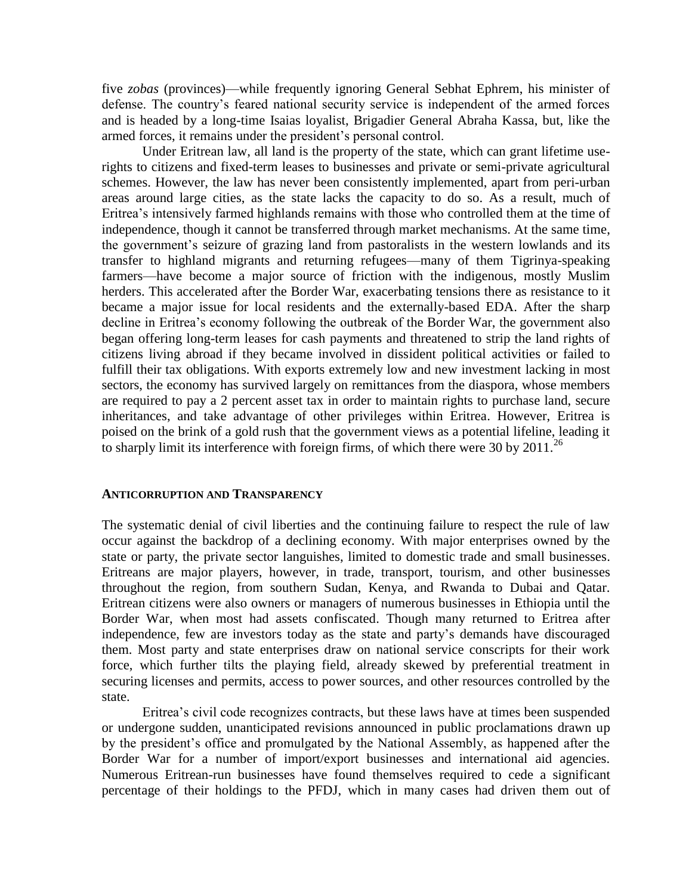five *zobas* (provinces)—while frequently ignoring General Sebhat Ephrem, his minister of defense. The country's feared national security service is independent of the armed forces and is headed by a long-time Isaias loyalist, Brigadier General Abraha Kassa, but, like the armed forces, it remains under the president's personal control.

Under Eritrean law, all land is the property of the state, which can grant lifetime use-rights to citizens and fixed-term leases to businesses and private or semi-private agricultural schemes. However, the law has never been consistently implemented, apart from peri-urban areas around large cities, as the state lacks the capacity to do so. As a result, much of Eritrea's intensively farmed highlands remains with those who controlled them at the time of independence, though it cannot be transferred through market mechanisms. At the same time, the government's seizure of grazing land from pastoralists in the western lowlands and its transfer to highland migrants and returning refugees—many of them Tigrinya-speaking farmers—have become a major source of friction with the indigenous, mostly Muslim herders. This accelerated after the Border War, exacerbating tensions there as resistance to it became a major issue for local residents and the externally-based EDA. After the sharp decline in Eritrea's economy following the outbreak of the Border War, the government also began offering long-term leases for cash payments and threatened to strip the land rights of citizens living abroad if they became involved in dissident political activities or failed to fulfill their tax obligations. With exports extremely low and new investment lacking in most sectors, the economy has survived largely on remittances from the diaspora, whose members are required to pay a 2 percent asset tax in order to maintain rights to purchase land, secure inheritances, and take advantage of other privileges within Eritrea. However, Eritrea is poised on the brink of a gold rush that the government views as a potential lifeline, leading it to sharply limit its interference with foreign firms, of which there were 30 by 2011.[26]

## ANTICORRUPTION AND TRANSPARENCY

The systematic denial of civil liberties and the continuing failure to respect the rule of law occur against the backdrop of a declining economy. With major enterprises owned by the state or party, the private sector languishes, limited to domestic trade and small businesses. Eritreans are major players, however, in trade, transport, tourism, and other businesses throughout the region, from southern Sudan, Kenya, and Rwanda to Dubai and Qatar. Eritrean citizens were also owners or managers of numerous businesses in Ethiopia until the Border War, when most had assets confiscated. Though many returned to Eritrea after independence, few are investors today as the state and party's demands have discouraged them. Most party and state enterprises draw on national service conscripts for their work force, which further tilts the playing field, already skewed by preferential treatment in securing licenses and permits, access to power sources, and other resources controlled by the state.

Eritrea's civil code recognizes contracts, but these laws have at times been suspended or undergone sudden, unanticipated revisions announced in public proclamations drawn up by the president's office and promulgated by the National Assembly, as happened after the Border War for a number of import/export businesses and international aid agencies. Numerous Eritrean-run businesses have found themselves required to cede a significant percentage of their holdings to the PFDJ, which in many cases had driven them out of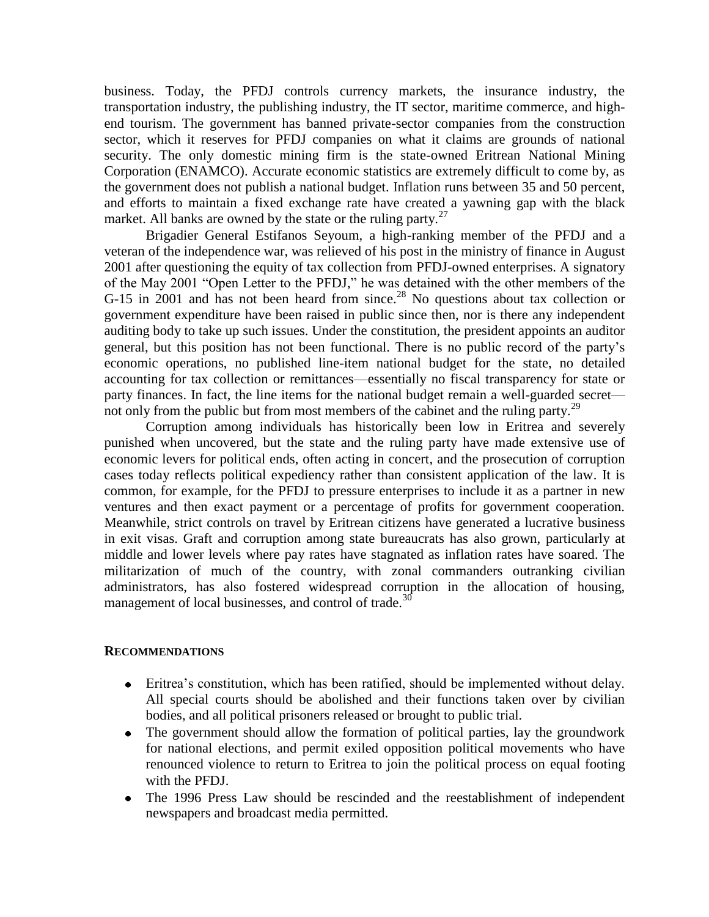business. Today, the PFDJ controls currency markets, the insurance industry, the transportation industry, the publishing industry, the IT sector, maritime commerce, and high-end tourism. The government has banned private-sector companies from the construction sector, which it reserves for PFDJ companies on what it claims are grounds of national security. The only domestic mining firm is the state-owned Eritrean National Mining Corporation (ENAMCO). Accurate economic statistics are extremely difficult to come by, as the government does not publish a national budget. Inflation runs between 35 and 50 percent, and efforts to maintain a fixed exchange rate have created a yawning gap with the black market. All banks are owned by the state or the ruling party.[27]

Brigadier General Estifanos Seyoum, a high-ranking member of the PFDJ and a veteran of the independence war, was relieved of his post in the ministry of finance in August 2001 after questioning the equity of tax collection from PFDJ-owned enterprises. A signatory of the May 2001 "Open Letter to the PFDJ," he was detained with the other members of the G-15 in 2001 and has not been heard from since.[28] No questions about tax collection or government expenditure have been raised in public since then, nor is there any independent auditing body to take up such issues. Under the constitution, the president appoints an auditor general, but this position has not been functional. There is no public record of the party's economic operations, no published line-item national budget for the state, no detailed accounting for tax collection or remittances—essentially no fiscal transparency for state or party finances. In fact, the line items for the national budget remain a well-guarded secret—not only from the public but from most members of the cabinet and the ruling party.[29]

Corruption among individuals has historically been low in Eritrea and severely punished when uncovered, but the state and the ruling party have made extensive use of economic levers for political ends, often acting in concert, and the prosecution of corruption cases today reflects political expediency rather than consistent application of the law. It is common, for example, for the PFDJ to pressure enterprises to include it as a partner in new ventures and then exact payment or a percentage of profits for government cooperation. Meanwhile, strict controls on travel by Eritrean citizens have generated a lucrative business in exit visas. Graft and corruption among state bureaucrats has also grown, particularly at middle and lower levels where pay rates have stagnated as inflation rates have soared. The militarization of much of the country, with zonal commanders outranking civilian administrators, has also fostered widespread corruption in the allocation of housing, management of local businesses, and control of trade.[30]

**RECOMMENDATIONS**

- Eritrea's constitution, which has been ratified, should be implemented without delay. All special courts should be abolished and their functions taken over by civilian bodies, and all political prisoners released or brought to public trial.
- The government should allow the formation of political parties, lay the groundwork for national elections, and permit exiled opposition political movements who have renounced violence to return to Eritrea to join the political process on equal footing with the PFDJ.
- The 1996 Press Law should be rescinded and the reestablishment of independent newspapers and broadcast media permitted.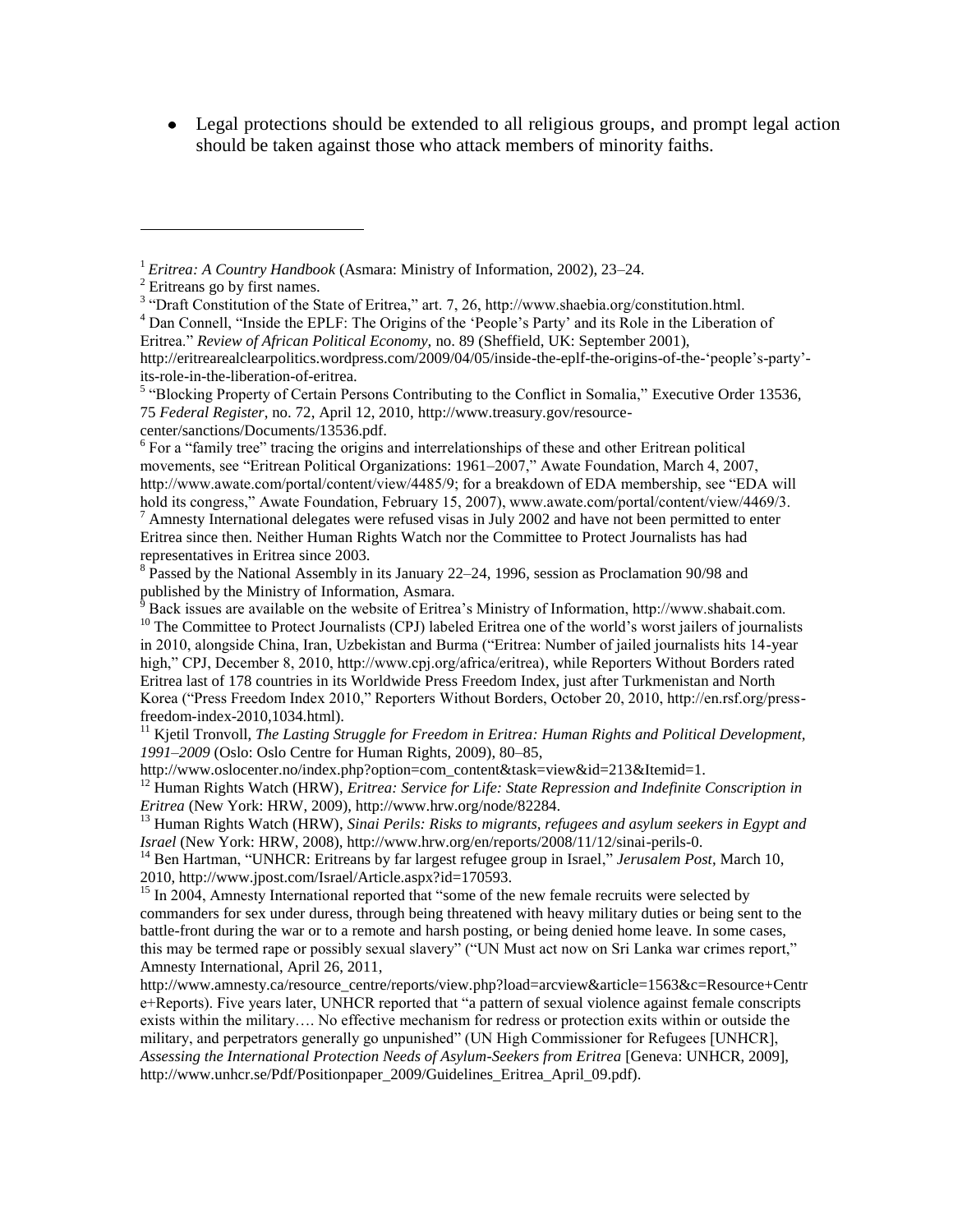- Legal protections should be extended to all religious groups, and prompt legal action should be taken against those who attack members of minority faiths.

---

[1] *Eritrea: A Country Handbook* (Asmara: Ministry of Information, 2002), 23–24.

[2] Eritreans go by first names.

[3] "Draft Constitution of the State of Eritrea," art. 7, 26, http://www.shaebia.org/constitution.html.

[4] Dan Connell, "Inside the EPLF: The Origins of the 'People's Party' and its Role in the Liberation of Eritrea." *Review of African Political Economy*, no. 89 (Sheffield, UK: September 2001), http://eritrearealclearpolitics.wordpress.com/2009/04/05/inside-the-eplf-the-origins-of-the-'people's-party'-its-role-in-the-liberation-of-eritrea.

[5] "Blocking Property of Certain Persons Contributing to the Conflict in Somalia," Executive Order 13536, 75 *Federal Register*, no. 72, April 12, 2010, http://www.treasury.gov/resource-center/sanctions/Documents/13536.pdf.

[6] For a "family tree" tracing the origins and interrelationships of these and other Eritrean political movements, see "Eritrean Political Organizations: 1961–2007," Awate Foundation, March 4, 2007, http://www.awate.com/portal/content/view/4485/9; for a breakdown of EDA membership, see "EDA will hold its congress," Awate Foundation, February 15, 2007), www.awate.com/portal/content/view/4469/3.

[7] Amnesty International delegates were refused visas in July 2002 and have not been permitted to enter Eritrea since then. Neither Human Rights Watch nor the Committee to Protect Journalists has had representatives in Eritrea since 2003.

[8] Passed by the National Assembly in its January 22–24, 1996, session as Proclamation 90/98 and published by the Ministry of Information, Asmara.

[9] Back issues are available on the website of Eritrea's Ministry of Information, http://www.shabait.com.

[10] The Committee to Protect Journalists (CPJ) labeled Eritrea one of the world's worst jailers of journalists in 2010, alongside China, Iran, Uzbekistan and Burma ("Eritrea: Number of jailed journalists hits 14-year high," CPJ, December 8, 2010, http://www.cpj.org/africa/eritrea), while Reporters Without Borders rated Eritrea last of 178 countries in its Worldwide Press Freedom Index, just after Turkmenistan and North Korea ("Press Freedom Index 2010," Reporters Without Borders, October 20, 2010, http://en.rsf.org/press-freedom-index-2010,1034.html).

[11] Kjetil Tronvoll, *The Lasting Struggle for Freedom in Eritrea: Human Rights and Political Development, 1991–2009* (Oslo: Oslo Centre for Human Rights, 2009), 80–85, http://www.oslocenter.no/index.php?option=com_content&task=view&id=213&Itemid=1.

[12] Human Rights Watch (HRW), *Eritrea: Service for Life: State Repression and Indefinite Conscription in Eritrea* (New York: HRW, 2009), http://www.hrw.org/node/82284.

[13] Human Rights Watch (HRW), *Sinai Perils: Risks to migrants, refugees and asylum seekers in Egypt and Israel* (New York: HRW, 2008), http://www.hrw.org/en/reports/2008/11/12/sinai-perils-0.

[14] Ben Hartman, "UNHCR: Eritreans by far largest refugee group in Israel," *Jerusalem Post*, March 10, 2010, http://www.jpost.com/Israel/Article.aspx?id=170593.

[15] In 2004, Amnesty International reported that "some of the new female recruits were selected by commanders for sex under duress, through being threatened with heavy military duties or being sent to the battle-front during the war or to a remote and harsh posting, or being denied home leave. In some cases, this may be termed rape or possibly sexual slavery" ("UN Must act now on Sri Lanka war crimes report," Amnesty International, April 26, 2011, http://www.amnesty.ca/resource_centre/reports/view.php?load=arcview&article=1563&c=Resource+Centre+Reports). Five years later, UNHCR reported that "a pattern of sexual violence against female conscripts exists within the military…. No effective mechanism for redress or protection exits within or outside the military, and perpetrators generally go unpunished" (UN High Commissioner for Refugees [UNHCR], *Assessing the International Protection Needs of Asylum-Seekers from Eritrea* [Geneva: UNHCR, 2009], http://www.unhcr.se/Pdf/Positionpaper_2009/Guidelines_Eritrea_April_09.pdf).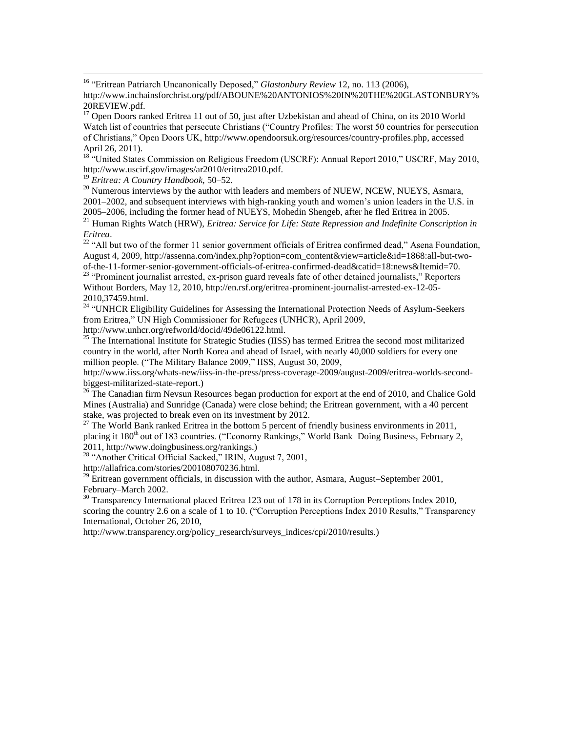[16] "Eritrean Patriarch Uncanonically Deposed," *Glastonbury Review* 12, no. 113 (2006), http://www.inchainsforchrist.org/pdf/ABOUNE%20ANTONIOS%20IN%20THE%20GLASTONBURY%20REVIEW.pdf.

[17] Open Doors ranked Eritrea 11 out of 50, just after Uzbekistan and ahead of China, on its 2010 World Watch list of countries that persecute Christians ("Country Profiles: The worst 50 countries for persecution of Christians," Open Doors UK, http://www.opendoorsuk.org/resources/country-profiles.php, accessed April 26, 2011).

[18] "United States Commission on Religious Freedom (USCRF): Annual Report 2010," USCRF, May 2010, http://www.uscirf.gov/images/ar2010/eritrea2010.pdf.

[19] *Eritrea: A Country Handbook,* 50–52.

[20] Numerous interviews by the author with leaders and members of NUEW, NCEW, NUEYS, Asmara, 2001–2002, and subsequent interviews with high-ranking youth and women's union leaders in the U.S. in 2005–2006, including the former head of NUEYS, Mohedin Shengeb, after he fled Eritrea in 2005.

[21] Human Rights Watch (HRW), *Eritrea: Service for Life: State Repression and Indefinite Conscription in Eritrea*.

[22] "All but two of the former 11 senior government officials of Eritrea confirmed dead," Asena Foundation, August 4, 2009, http://assenna.com/index.php?option=com_content&view=article&id=1868:all-but-two-of-the-11-former-senior-government-officials-of-eritrea-confirmed-dead&catid=18:news&Itemid=70.

[23] "Prominent journalist arrested, ex-prison guard reveals fate of other detained journalists," Reporters Without Borders, May 12, 2010, http://en.rsf.org/eritrea-prominent-journalist-arrested-ex-12-05-2010,37459.html.

[24] "UNHCR Eligibility Guidelines for Assessing the International Protection Needs of Asylum-Seekers from Eritrea," UN High Commissioner for Refugees (UNHCR), April 2009, http://www.unhcr.org/refworld/docid/49de06122.html.

[25] The International Institute for Strategic Studies (IISS) has termed Eritrea the second most militarized country in the world, after North Korea and ahead of Israel, with nearly 40,000 soldiers for every one million people. ("The Military Balance 2009," IISS, August 30, 2009, http://www.iiss.org/whats-new/iiss-in-the-press/press-coverage-2009/august-2009/eritrea-worlds-second-biggest-militarized-state-report.)

[26] The Canadian firm Nevsun Resources began production for export at the end of 2010, and Chalice Gold Mines (Australia) and Sunridge (Canada) were close behind; the Eritrean government, with a 40 percent stake, was projected to break even on its investment by 2012.

[27] The World Bank ranked Eritrea in the bottom 5 percent of friendly business environments in 2011, placing it 180th out of 183 countries. ("Economy Rankings," World Bank–Doing Business, February 2, 2011, http://www.doingbusiness.org/rankings.)

[28] "Another Critical Official Sacked," IRIN, August 7, 2001, http://allafrica.com/stories/200108070236.html.

[29] Eritrean government officials, in discussion with the author, Asmara, August–September 2001, February–March 2002.

[30] Transparency International placed Eritrea 123 out of 178 in its Corruption Perceptions Index 2010, scoring the country 2.6 on a scale of 1 to 10. ("Corruption Perceptions Index 2010 Results," Transparency International, October 26, 2010, http://www.transparency.org/policy_research/surveys_indices/cpi/2010/results.)